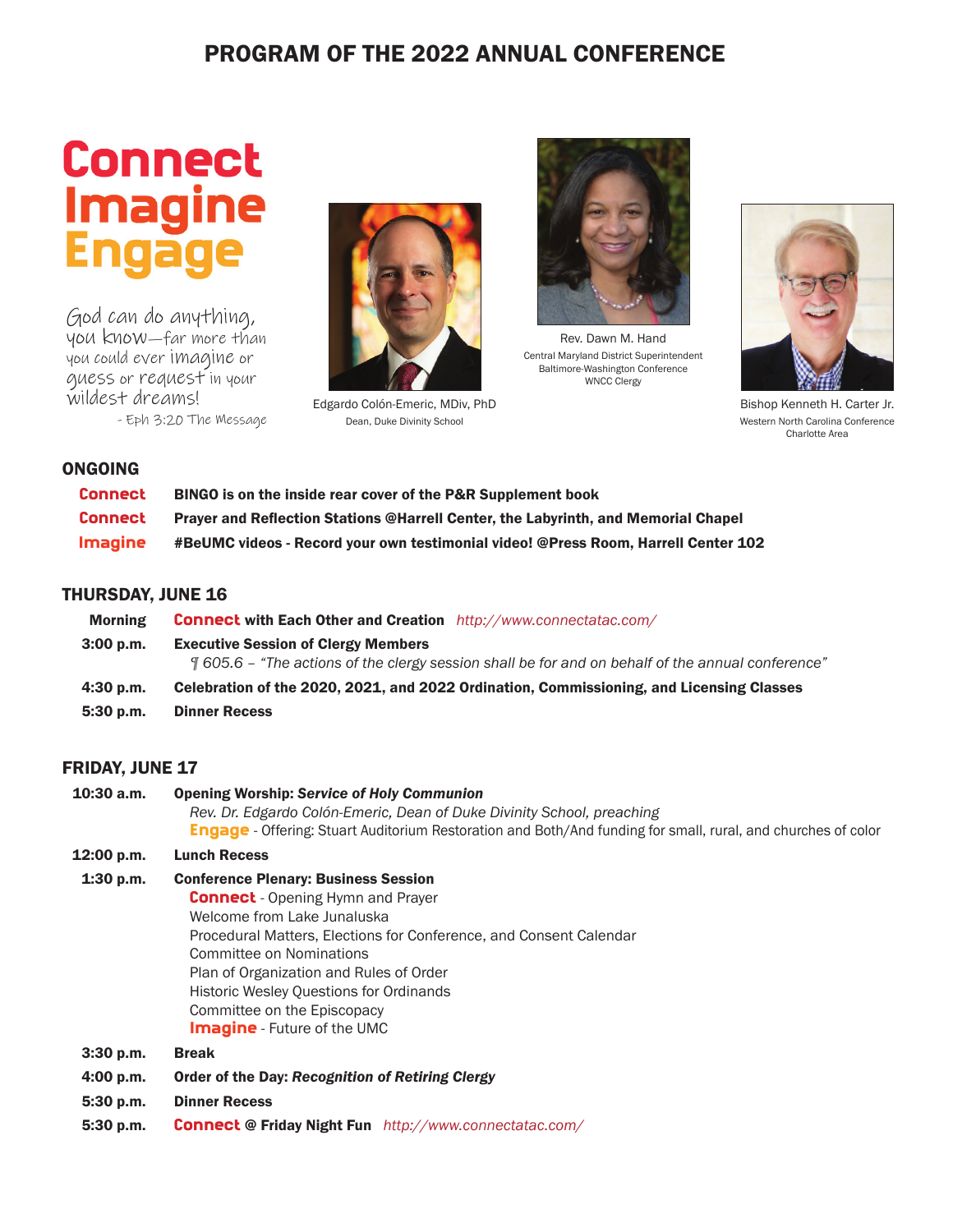# PROGRAM OF THE 2022 ANNUAL CONFERENCE

**Connect**
**Imagine**
**Engage**

God can do anything, you know—far more than you could ever imagine or guess or request in your wildest dreams!
- Eph 3:20 The Message

Edgardo Colón-Emeric, MDiv, PhD
Dean, Duke Divinity School

Rev. Dawn M. Hand
Central Maryland District Superintendent
Baltimore-Washington Conference
WNCC Clergy

Bishop Kenneth H. Carter Jr.
Western North Carolina Conference
Charlotte Area

## ONGOING

| | |
|---|---|
| **Connect** | **BINGO is on the inside rear cover of the P&R Supplement book** |
| **Connect** | **Prayer and Reflection Stations @Harrell Center, the Labyrinth, and Memorial Chapel** |
| **Imagine** | **#BeUMC videos - Record your own testimonial video! @Press Room, Harrell Center 102** |

## THURSDAY, JUNE 16

| | |
|---|---|
| **Morning** | **Connect with Each Other and Creation** *http://www.connectatac.com/* |
| **3:00 p.m.** | **Executive Session of Clergy Members**<br>*¶ 605.6 – "The actions of the clergy session shall be for and on behalf of the annual conference"* |
| **4:30 p.m.** | **Celebration of the 2020, 2021, and 2022 Ordination, Commissioning, and Licensing Classes** |
| **5:30 p.m.** | **Dinner Recess** |

## FRIDAY, JUNE 17

| | |
|---|---|
| **10:30 a.m.** | **Opening Worship: *Service of Holy Communion***<br>*Rev. Dr. Edgardo Colón-Emeric, Dean of Duke Divinity School, preaching*<br>**Engage** - Offering: Stuart Auditorium Restoration and Both/And funding for small, rural, and churches of color |
| **12:00 p.m.** | **Lunch Recess** |
| **1:30 p.m.** | **Conference Plenary: Business Session**<br>**Connect** - Opening Hymn and Prayer<br>Welcome from Lake Junaluska<br>Procedural Matters, Elections for Conference, and Consent Calendar<br>Committee on Nominations<br>Plan of Organization and Rules of Order<br>Historic Wesley Questions for Ordinands<br>Committee on the Episcopacy<br>**Imagine** - Future of the UMC |
| **3:30 p.m.** | **Break** |
| **4:00 p.m.** | **Order of the Day: *Recognition of Retiring Clergy*** |
| **5:30 p.m.** | **Dinner Recess** |
| **5:30 p.m.** | **Connect @ Friday Night Fun** *http://www.connectatac.com/* |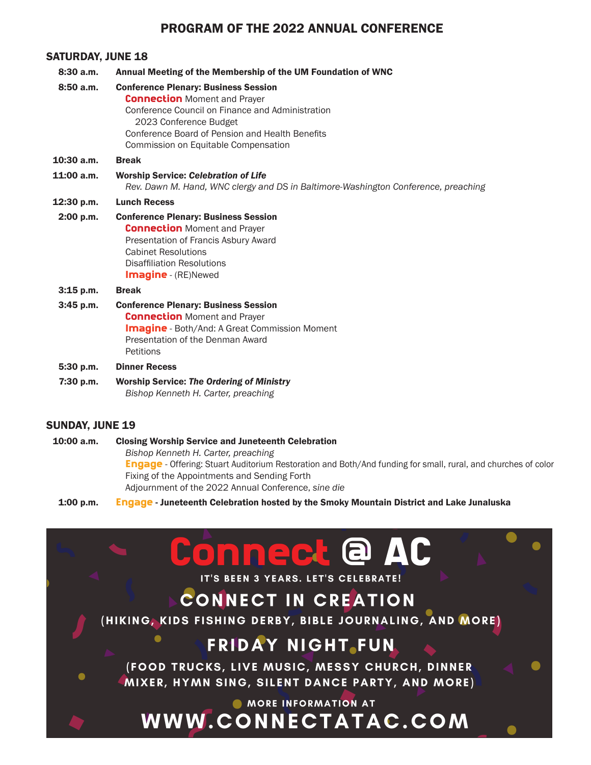# PROGRAM OF THE 2022 ANNUAL CONFERENCE

## SATURDAY, JUNE 18

**8:30 a.m.** **Annual Meeting of the Membership of the UM Foundation of WNC**

**8:50 a.m.** **Conference Plenary: Business Session**
- **Connection** Moment and Prayer
- Conference Council on Finance and Administration
  - 2023 Conference Budget
- Conference Board of Pension and Health Benefits
- Commission on Equitable Compensation

**10:30 a.m.** **Break**

**11:00 a.m.** **Worship Service: *Celebration of Life***
*Rev. Dawn M. Hand, WNC clergy and DS in Baltimore-Washington Conference, preaching*

**12:30 p.m.** **Lunch Recess**

**2:00 p.m.** **Conference Plenary: Business Session**
- **Connection** Moment and Prayer
- Presentation of Francis Asbury Award
- Cabinet Resolutions
- Disaffiliation Resolutions
- **Imagine** - (RE)Newed

**3:15 p.m.** **Break**

**3:45 p.m.** **Conference Plenary: Business Session**
- **Connection** Moment and Prayer
- **Imagine** - Both/And: A Great Commission Moment
- Presentation of the Denman Award
- Petitions

**5:30 p.m.** **Dinner Recess**

**7:30 p.m.** **Worship Service: *The Ordering of Ministry***
*Bishop Kenneth H. Carter, preaching*

## SUNDAY, JUNE 19

**10:00 a.m.** **Closing Worship Service and Juneteenth Celebration**
*Bishop Kenneth H. Carter, preaching*
- **Engage** - Offering: Stuart Auditorium Restoration and Both/And funding for small, rural, and churches of color
- Fixing of the Appointments and Sending Forth
- Adjournment of the 2022 Annual Conference, *sine die*

**1:00 p.m.** **Engage - Juneteenth Celebration hosted by the Smoky Mountain District and Lake Junaluska**

---

# Connect @ AC

IT'S BEEN 3 YEARS. LET'S CELEBRATE!

## CONNECT IN CREATION

(HIKING, KIDS FISHING DERBY, BIBLE JOURNALING, AND MORE)

## FRIDAY NIGHT FUN

(FOOD TRUCKS, LIVE MUSIC, MESSY CHURCH, DINNER MIXER, HYMN SING, SILENT DANCE PARTY, AND MORE)

MORE INFORMATION AT

**WWW.CONNECTATAC.COM**